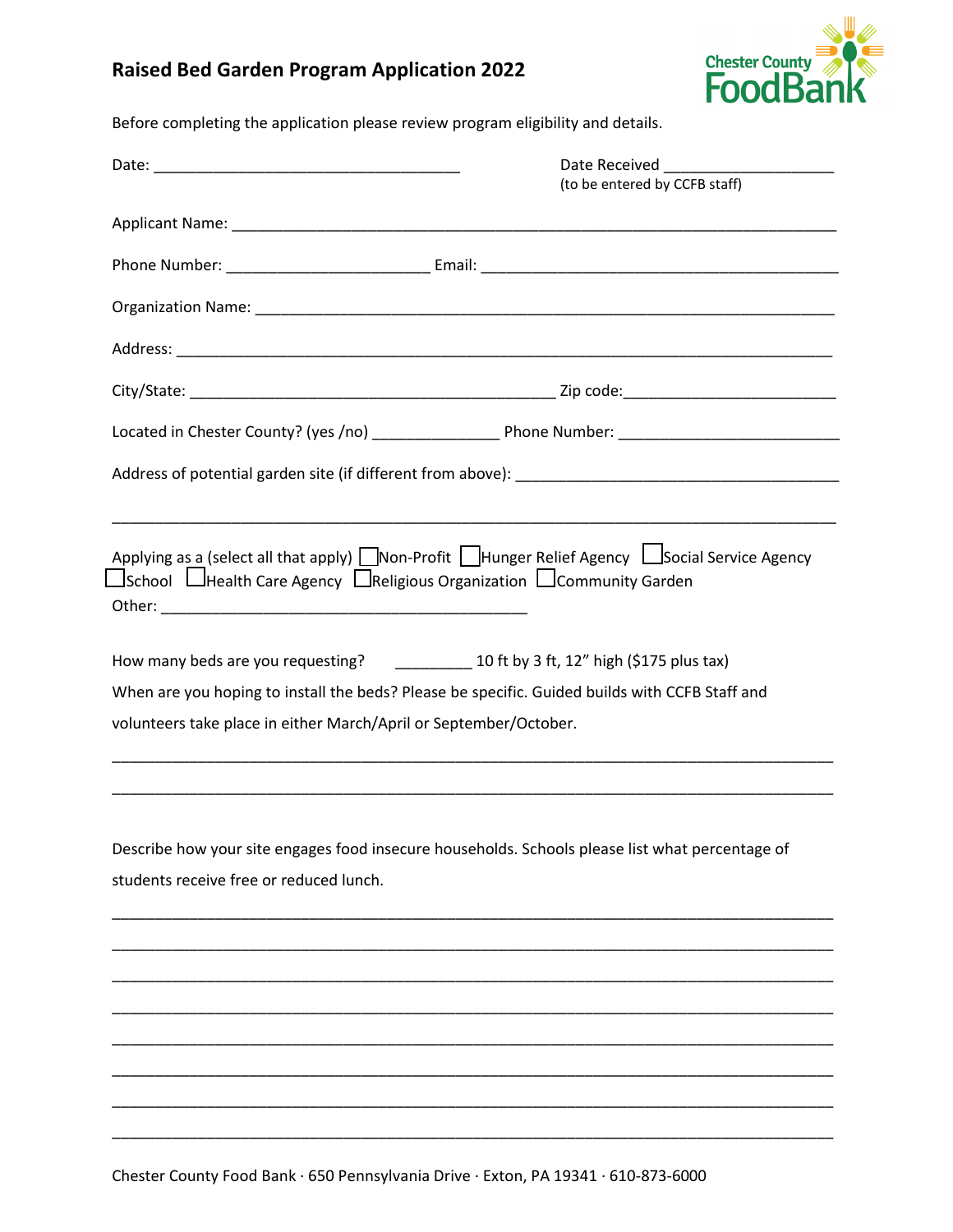# Raised Bed Garden Program Application 2022

Chester County FoodBank

Before completing the application please review program eligibility and details.

Date: ___________________________________ Date Received ___________________
(to be entered by CCFB staff)

Applicant Name: ______________________________________________________________________

Phone Number: _______________________ Email: _________________________________________

Organization Name: ____________________________________________________________________

Address: ______________________________________________________________________________

City/State: __________________________________________ Zip code:________________________

Located in Chester County? (yes /no) ______________ Phone Number: _________________________

Address of potential garden site (if different from above): ______________________________________

_______________________________________________________________________________________

Applying as a (select all that apply) ☐Non-Profit ☐Hunger Relief Agency ☐Social Service Agency ☐School ☐Health Care Agency ☐Religious Organization ☐Community Garden

Other: __________________________________________

How many beds are you requesting? _________ 10 ft by 3 ft, 12" high ($175 plus tax)

When are you hoping to install the beds? Please be specific. Guided builds with CCFB Staff and volunteers take place in either March/April or September/October.

_______________________________________________________________________________________

_______________________________________________________________________________________

Describe how your site engages food insecure households. Schools please list what percentage of students receive free or reduced lunch.

_______________________________________________________________________________________

_______________________________________________________________________________________

_______________________________________________________________________________________

_______________________________________________________________________________________

_______________________________________________________________________________________

_______________________________________________________________________________________

_______________________________________________________________________________________

_______________________________________________________________________________________

Chester County Food Bank · 650 Pennsylvania Drive · Exton, PA 19341 · 610-873-6000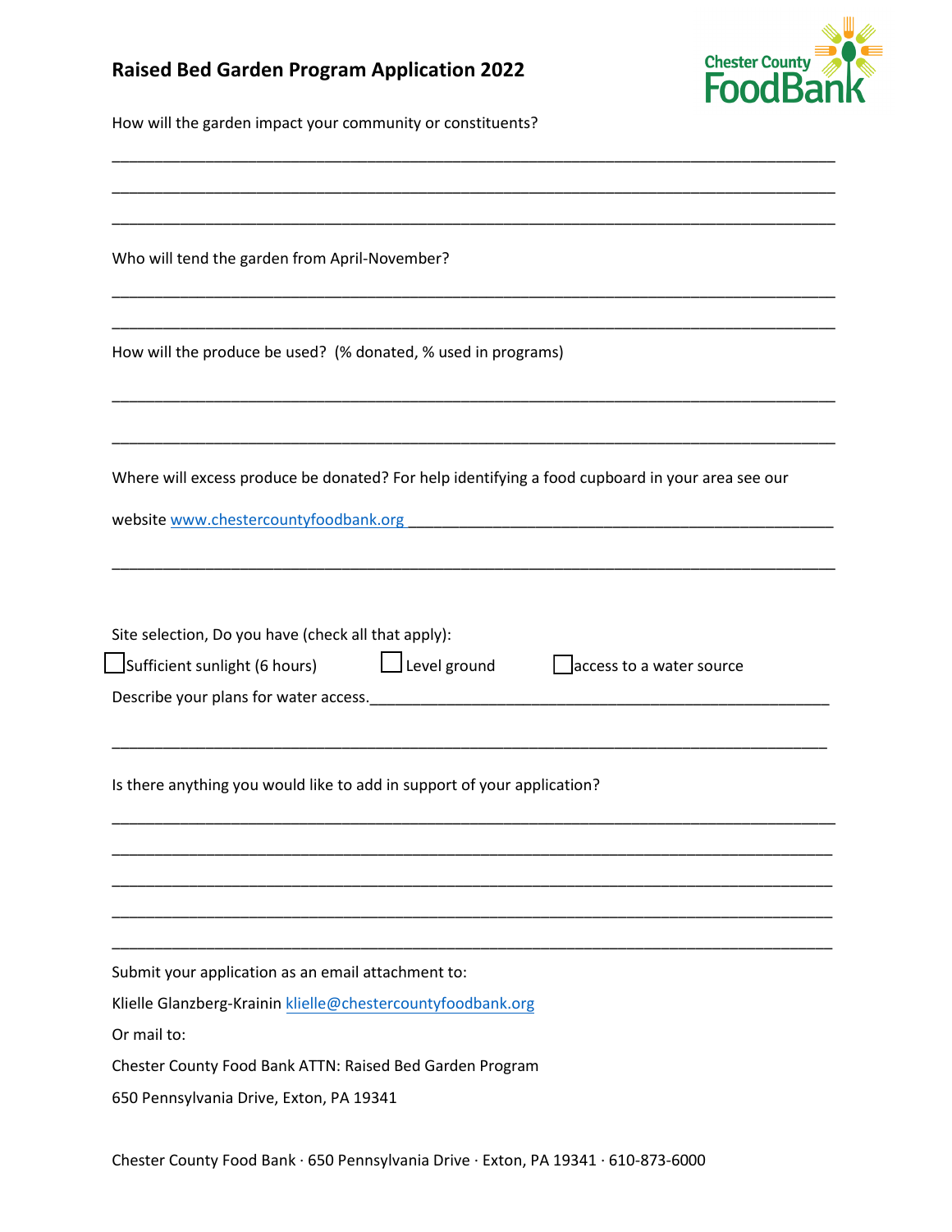# Raised Bed Garden Program Application 2022

Chester County FoodBank

How will the garden impact your community or constituents?

\_\_\_\_\_\_\_\_\_\_\_\_\_\_\_\_\_\_\_\_\_\_\_\_\_\_\_\_\_\_\_\_\_\_\_\_\_\_\_\_\_\_\_\_\_\_\_\_\_\_\_\_\_\_\_\_\_\_\_\_\_\_\_\_\_\_\_\_\_\_\_\_\_\_\_\_\_\_

\_\_\_\_\_\_\_\_\_\_\_\_\_\_\_\_\_\_\_\_\_\_\_\_\_\_\_\_\_\_\_\_\_\_\_\_\_\_\_\_\_\_\_\_\_\_\_\_\_\_\_\_\_\_\_\_\_\_\_\_\_\_\_\_\_\_\_\_\_\_\_\_\_\_\_\_\_\_

\_\_\_\_\_\_\_\_\_\_\_\_\_\_\_\_\_\_\_\_\_\_\_\_\_\_\_\_\_\_\_\_\_\_\_\_\_\_\_\_\_\_\_\_\_\_\_\_\_\_\_\_\_\_\_\_\_\_\_\_\_\_\_\_\_\_\_\_\_\_\_\_\_\_\_\_\_\_

Who will tend the garden from April-November?

\_\_\_\_\_\_\_\_\_\_\_\_\_\_\_\_\_\_\_\_\_\_\_\_\_\_\_\_\_\_\_\_\_\_\_\_\_\_\_\_\_\_\_\_\_\_\_\_\_\_\_\_\_\_\_\_\_\_\_\_\_\_\_\_\_\_\_\_\_\_\_\_\_\_\_\_\_\_

\_\_\_\_\_\_\_\_\_\_\_\_\_\_\_\_\_\_\_\_\_\_\_\_\_\_\_\_\_\_\_\_\_\_\_\_\_\_\_\_\_\_\_\_\_\_\_\_\_\_\_\_\_\_\_\_\_\_\_\_\_\_\_\_\_\_\_\_\_\_\_\_\_\_\_\_\_\_

How will the produce be used? (% donated, % used in programs)

\_\_\_\_\_\_\_\_\_\_\_\_\_\_\_\_\_\_\_\_\_\_\_\_\_\_\_\_\_\_\_\_\_\_\_\_\_\_\_\_\_\_\_\_\_\_\_\_\_\_\_\_\_\_\_\_\_\_\_\_\_\_\_\_\_\_\_\_\_\_\_\_\_\_\_\_\_\_

\_\_\_\_\_\_\_\_\_\_\_\_\_\_\_\_\_\_\_\_\_\_\_\_\_\_\_\_\_\_\_\_\_\_\_\_\_\_\_\_\_\_\_\_\_\_\_\_\_\_\_\_\_\_\_\_\_\_\_\_\_\_\_\_\_\_\_\_\_\_\_\_\_\_\_\_\_\_

Where will excess produce be donated? For help identifying a food cupboard in your area see our website www.chestercountyfoodbank.org \_\_\_\_\_\_\_\_\_\_\_\_\_\_\_\_\_\_\_\_\_\_\_\_\_\_\_\_\_\_\_\_\_\_\_\_\_\_\_\_\_\_\_\_

\_\_\_\_\_\_\_\_\_\_\_\_\_\_\_\_\_\_\_\_\_\_\_\_\_\_\_\_\_\_\_\_\_\_\_\_\_\_\_\_\_\_\_\_\_\_\_\_\_\_\_\_\_\_\_\_\_\_\_\_\_\_\_\_\_\_\_\_\_\_\_\_\_\_\_\_\_\_

Site selection, Do you have (check all that apply):

☐ Sufficient sunlight (6 hours) ☐ Level ground ☐ access to a water source

Describe your plans for water access.\_\_\_\_\_\_\_\_\_\_\_\_\_\_\_\_\_\_\_\_\_\_\_\_\_\_\_\_\_\_\_\_\_\_\_\_\_\_\_\_\_\_\_\_\_\_\_\_\_\_

\_\_\_\_\_\_\_\_\_\_\_\_\_\_\_\_\_\_\_\_\_\_\_\_\_\_\_\_\_\_\_\_\_\_\_\_\_\_\_\_\_\_\_\_\_\_\_\_\_\_\_\_\_\_\_\_\_\_\_\_\_\_\_\_\_\_\_\_\_\_\_\_\_\_\_\_\_\_

Is there anything you would like to add in support of your application?

\_\_\_\_\_\_\_\_\_\_\_\_\_\_\_\_\_\_\_\_\_\_\_\_\_\_\_\_\_\_\_\_\_\_\_\_\_\_\_\_\_\_\_\_\_\_\_\_\_\_\_\_\_\_\_\_\_\_\_\_\_\_\_\_\_\_\_\_\_\_\_\_\_\_\_\_\_\_

\_\_\_\_\_\_\_\_\_\_\_\_\_\_\_\_\_\_\_\_\_\_\_\_\_\_\_\_\_\_\_\_\_\_\_\_\_\_\_\_\_\_\_\_\_\_\_\_\_\_\_\_\_\_\_\_\_\_\_\_\_\_\_\_\_\_\_\_\_\_\_\_\_\_\_\_\_\_

\_\_\_\_\_\_\_\_\_\_\_\_\_\_\_\_\_\_\_\_\_\_\_\_\_\_\_\_\_\_\_\_\_\_\_\_\_\_\_\_\_\_\_\_\_\_\_\_\_\_\_\_\_\_\_\_\_\_\_\_\_\_\_\_\_\_\_\_\_\_\_\_\_\_\_\_\_\_

\_\_\_\_\_\_\_\_\_\_\_\_\_\_\_\_\_\_\_\_\_\_\_\_\_\_\_\_\_\_\_\_\_\_\_\_\_\_\_\_\_\_\_\_\_\_\_\_\_\_\_\_\_\_\_\_\_\_\_\_\_\_\_\_\_\_\_\_\_\_\_\_\_\_\_\_\_\_

\_\_\_\_\_\_\_\_\_\_\_\_\_\_\_\_\_\_\_\_\_\_\_\_\_\_\_\_\_\_\_\_\_\_\_\_\_\_\_\_\_\_\_\_\_\_\_\_\_\_\_\_\_\_\_\_\_\_\_\_\_\_\_\_\_\_\_\_\_\_\_\_\_\_\_\_\_\_

Submit your application as an email attachment to:

Klielle Glanzberg-Krainin klielle@chestercountyfoodbank.org

Or mail to:

Chester County Food Bank ATTN: Raised Bed Garden Program

650 Pennsylvania Drive, Exton, PA 19341

Chester County Food Bank · 650 Pennsylvania Drive · Exton, PA 19341 · 610-873-6000